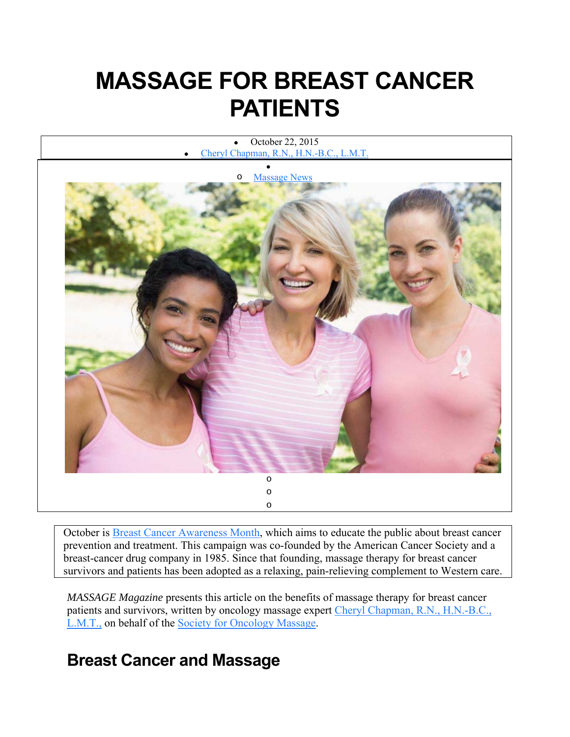# MASSAGE FOR BREAST CANCER PATIENTS

- October 22, 2015
- Cheryl Chapman, R.N., H.N.-B.C., L.M.T.
  - Massage News

October is Breast Cancer Awareness Month, which aims to educate the public about breast cancer prevention and treatment. This campaign was co-founded by the American Cancer Society and a breast-cancer drug company in 1985. Since that founding, massage therapy for breast cancer survivors and patients has been adopted as a relaxing, pain-relieving complement to Western care.

*MASSAGE Magazine* presents this article on the benefits of massage therapy for breast cancer patients and survivors, written by oncology massage expert Cheryl Chapman, R.N., H.N.-B.C., L.M.T., on behalf of the Society for Oncology Massage.

## Breast Cancer and Massage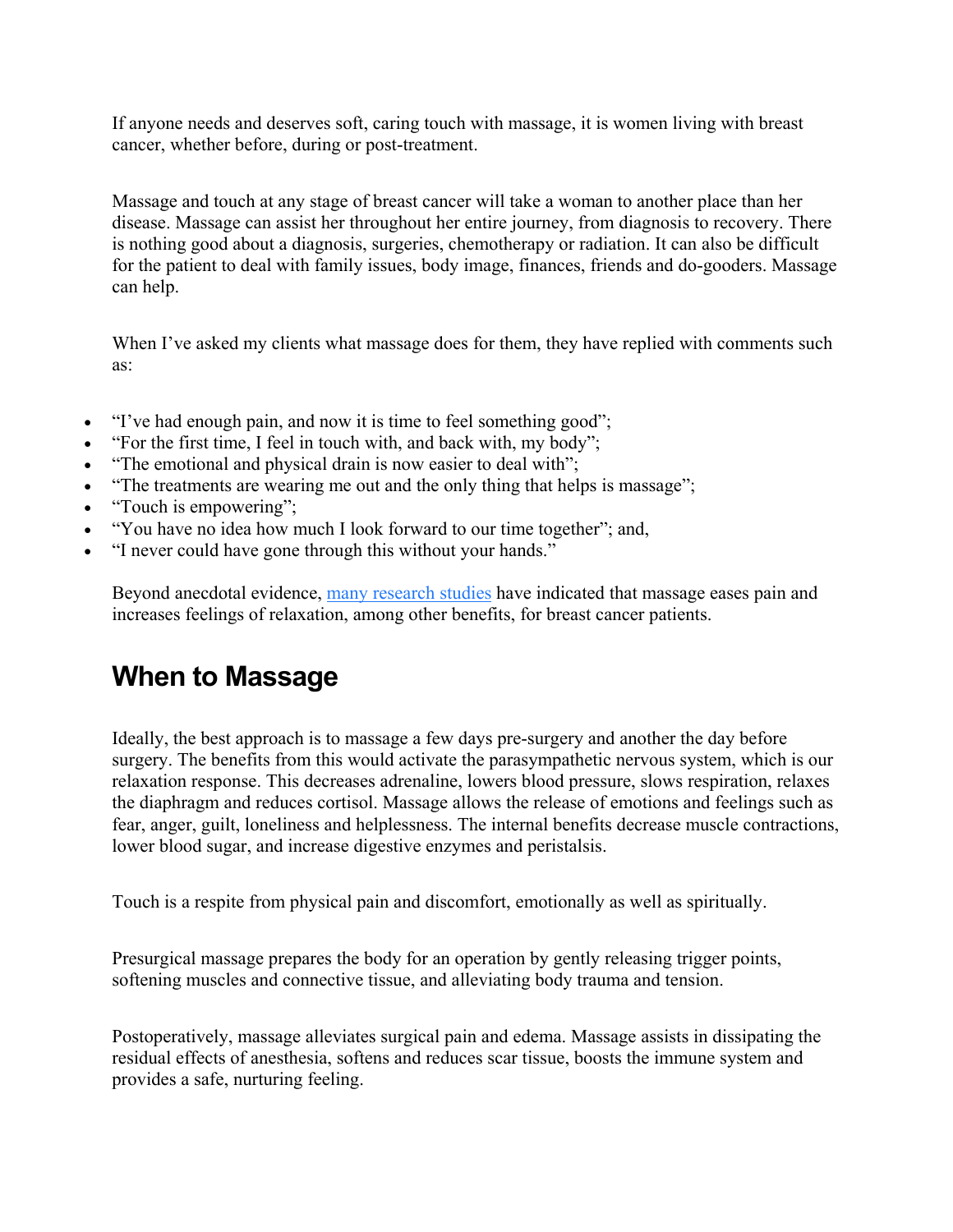If anyone needs and deserves soft, caring touch with massage, it is women living with breast cancer, whether before, during or post-treatment.

Massage and touch at any stage of breast cancer will take a woman to another place than her disease. Massage can assist her throughout her entire journey, from diagnosis to recovery. There is nothing good about a diagnosis, surgeries, chemotherapy or radiation. It can also be difficult for the patient to deal with family issues, body image, finances, friends and do-gooders. Massage can help.

When I've asked my clients what massage does for them, they have replied with comments such as:

- "I've had enough pain, and now it is time to feel something good";
- "For the first time, I feel in touch with, and back with, my body";
- "The emotional and physical drain is now easier to deal with";
- "The treatments are wearing me out and the only thing that helps is massage";
- "Touch is empowering";
- "You have no idea how much I look forward to our time together"; and,
- "I never could have gone through this without your hands."

Beyond anecdotal evidence, many research studies have indicated that massage eases pain and increases feelings of relaxation, among other benefits, for breast cancer patients.

## When to Massage

Ideally, the best approach is to massage a few days pre-surgery and another the day before surgery. The benefits from this would activate the parasympathetic nervous system, which is our relaxation response. This decreases adrenaline, lowers blood pressure, slows respiration, relaxes the diaphragm and reduces cortisol. Massage allows the release of emotions and feelings such as fear, anger, guilt, loneliness and helplessness. The internal benefits decrease muscle contractions, lower blood sugar, and increase digestive enzymes and peristalsis.

Touch is a respite from physical pain and discomfort, emotionally as well as spiritually.

Presurgical massage prepares the body for an operation by gently releasing trigger points, softening muscles and connective tissue, and alleviating body trauma and tension.

Postoperatively, massage alleviates surgical pain and edema. Massage assists in dissipating the residual effects of anesthesia, softens and reduces scar tissue, boosts the immune system and provides a safe, nurturing feeling.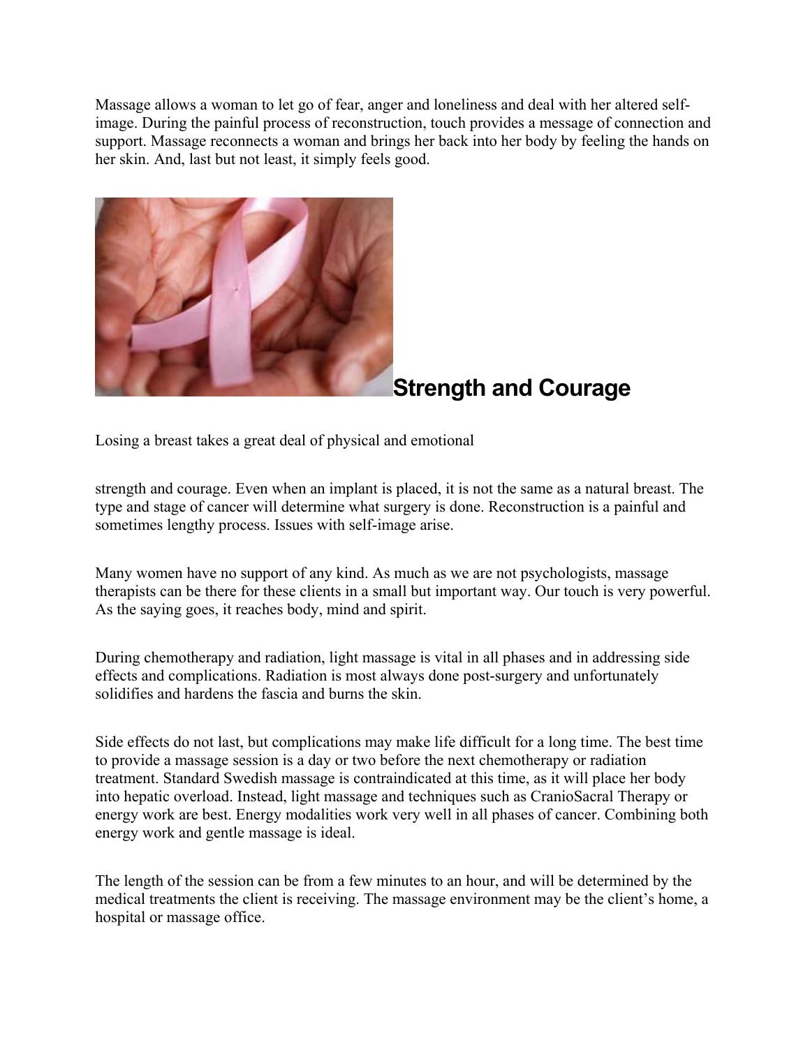Massage allows a woman to let go of fear, anger and loneliness and deal with her altered self-image. During the painful process of reconstruction, touch provides a message of connection and support. Massage reconnects a woman and brings her back into her body by feeling the hands on her skin. And, last but not least, it simply feels good.

## Strength and Courage

Losing a breast takes a great deal of physical and emotional

strength and courage. Even when an implant is placed, it is not the same as a natural breast. The type and stage of cancer will determine what surgery is done. Reconstruction is a painful and sometimes lengthy process. Issues with self-image arise.

Many women have no support of any kind. As much as we are not psychologists, massage therapists can be there for these clients in a small but important way. Our touch is very powerful. As the saying goes, it reaches body, mind and spirit.

During chemotherapy and radiation, light massage is vital in all phases and in addressing side effects and complications. Radiation is most always done post-surgery and unfortunately solidifies and hardens the fascia and burns the skin.

Side effects do not last, but complications may make life difficult for a long time. The best time to provide a massage session is a day or two before the next chemotherapy or radiation treatment. Standard Swedish massage is contraindicated at this time, as it will place her body into hepatic overload. Instead, light massage and techniques such as CranioSacral Therapy or energy work are best. Energy modalities work very well in all phases of cancer. Combining both energy work and gentle massage is ideal.

The length of the session can be from a few minutes to an hour, and will be determined by the medical treatments the client is receiving. The massage environment may be the client's home, a hospital or massage office.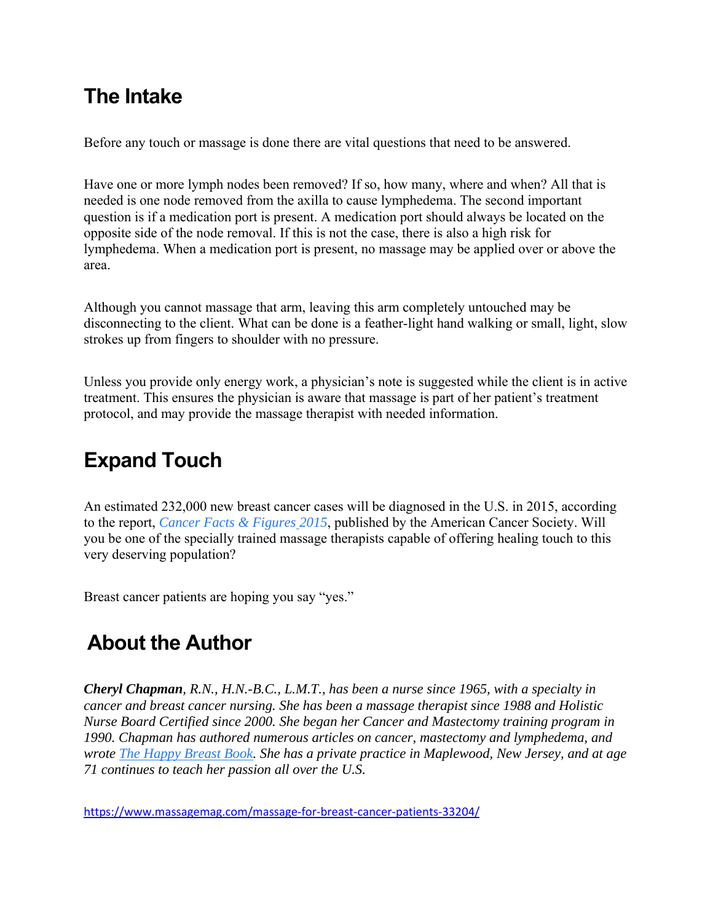## The Intake

Before any touch or massage is done there are vital questions that need to be answered.

Have one or more lymph nodes been removed? If so, how many, where and when? All that is needed is one node removed from the axilla to cause lymphedema. The second important question is if a medication port is present. A medication port should always be located on the opposite side of the node removal. If this is not the case, there is also a high risk for lymphedema. When a medication port is present, no massage may be applied over or above the area.

Although you cannot massage that arm, leaving this arm completely untouched may be disconnecting to the client. What can be done is a feather-light hand walking or small, light, slow strokes up from fingers to shoulder with no pressure.

Unless you provide only energy work, a physician's note is suggested while the client is in active treatment. This ensures the physician is aware that massage is part of her patient's treatment protocol, and may provide the massage therapist with needed information.

## Expand Touch

An estimated 232,000 new breast cancer cases will be diagnosed in the U.S. in 2015, according to the report, *Cancer Facts & Figures 2015*, published by the American Cancer Society. Will you be one of the specially trained massage therapists capable of offering healing touch to this very deserving population?

Breast cancer patients are hoping you say "yes."

## About the Author

***Cheryl Chapman**, R.N., H.N.-B.C., L.M.T., has been a nurse since 1965, with a specialty in cancer and breast cancer nursing. She has been a massage therapist since 1988 and Holistic Nurse Board Certified since 2000. She began her Cancer and Mastectomy training program in 1990. Chapman has authored numerous articles on cancer, mastectomy and lymphedema, and wrote The Happy Breast Book. She has a private practice in Maplewood, New Jersey, and at age 71 continues to teach her passion all over the U.S.*

https://www.massagemag.com/massage-for-breast-cancer-patients-33204/